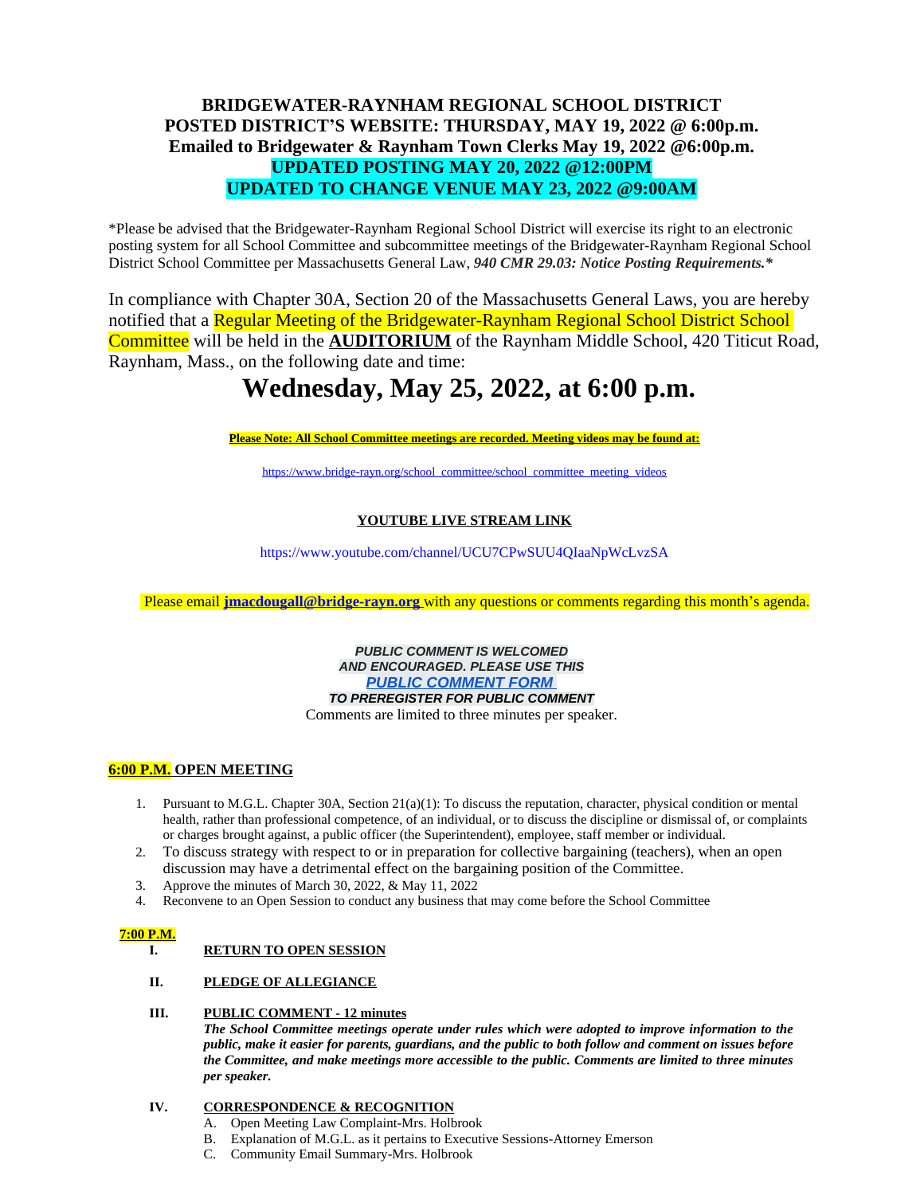# BRIDGEWATER-RAYNHAM REGIONAL SCHOOL DISTRICT
## POSTED DISTRICT'S WEBSITE: THURSDAY, MAY 19, 2022 @ 6:00p.m.
## Emailed to Bridgewater & Raynham Town Clerks May 19, 2022 @6:00p.m.
## UPDATED POSTING MAY 20, 2022 @12:00PM
## UPDATED TO CHANGE VENUE MAY 23, 2022 @9:00AM

*Please be advised that the Bridgewater-Raynham Regional School District will exercise its right to an electronic posting system for all School Committee and subcommittee meetings of the Bridgewater-Raynham Regional School District School Committee per Massachusetts General Law, ***940 CMR 29.03: Notice Posting Requirements.****

In compliance with Chapter 30A, Section 20 of the Massachusetts General Laws, you are hereby notified that a Regular Meeting of the Bridgewater-Raynham Regional School District School Committee will be held in the **AUDITORIUM** of the Raynham Middle School, 420 Titicut Road, Raynham, Mass., on the following date and time:

# Wednesday, May 25, 2022, at 6:00 p.m.

**Please Note: All School Committee meetings are recorded. Meeting videos may be found at:**

https://www.bridge-rayn.org/school_committee/school_committee_meeting_videos

**YOUTUBE LIVE STREAM LINK**

https://www.youtube.com/channel/UCU7CPwSUU4QIaaNpWcLvzSA

Please email **jmacdougall@bridge-rayn.org** with any questions or comments regarding this month's agenda.

***PUBLIC COMMENT IS WELCOMED***
***AND ENCOURAGED. PLEASE USE THIS***
***PUBLIC COMMENT FORM***
***TO PREREGISTER FOR PUBLIC COMMENT***
Comments are limited to three minutes per speaker.

**6:00 P.M. OPEN MEETING**

1. Pursuant to M.G.L. Chapter 30A, Section 21(a)(1): To discuss the reputation, character, physical condition or mental health, rather than professional competence, of an individual, or to discuss the discipline or dismissal of, or complaints or charges brought against, a public officer (the Superintendent), employee, staff member or individual.
2. To discuss strategy with respect to or in preparation for collective bargaining (teachers), when an open discussion may have a detrimental effect on the bargaining position of the Committee.
3. Approve the minutes of March 30, 2022, & May 11, 2022
4. Reconvene to an Open Session to conduct any business that may come before the School Committee

**7:00 P.M.**

**I. RETURN TO OPEN SESSION**

**II. PLEDGE OF ALLEGIANCE**

**III. PUBLIC COMMENT - 12 minutes**

***The School Committee meetings operate under rules which were adopted to improve information to the public, make it easier for parents, guardians, and the public to both follow and comment on issues before the Committee, and make meetings more accessible to the public. Comments are limited to three minutes per speaker.***

**IV. CORRESPONDENCE & RECOGNITION**

A. Open Meeting Law Complaint-Mrs. Holbrook
B. Explanation of M.G.L. as it pertains to Executive Sessions-Attorney Emerson
C. Community Email Summary-Mrs. Holbrook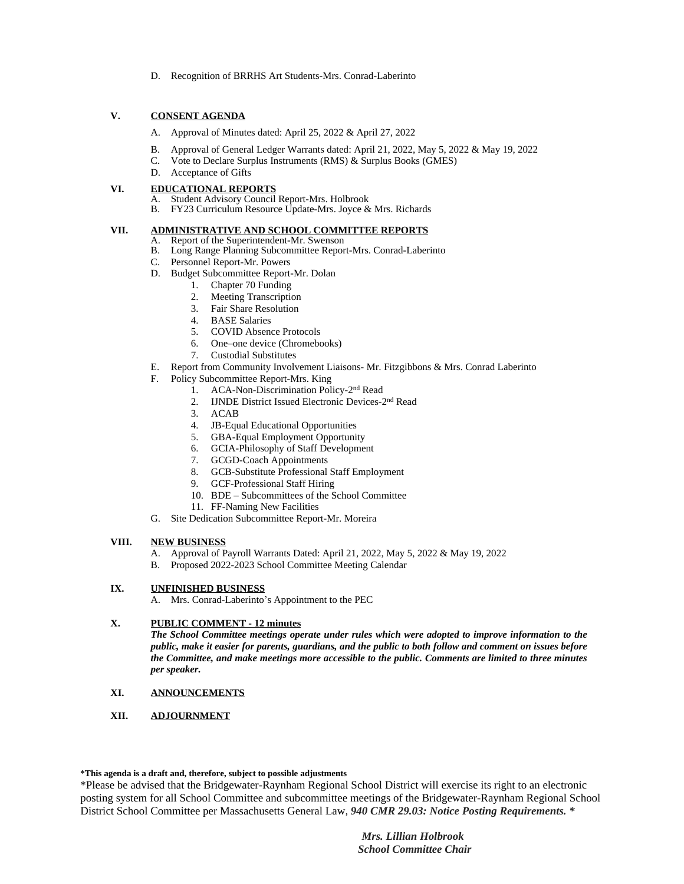D. Recognition of BRRHS Art Students-Mrs. Conrad-Laberinto

**V. CONSENT AGENDA**

A. Approval of Minutes dated: April 25, 2022 & April 27, 2022
B. Approval of General Ledger Warrants dated: April 21, 2022, May 5, 2022 & May 19, 2022
C. Vote to Declare Surplus Instruments (RMS) & Surplus Books (GMES)
D. Acceptance of Gifts

**VI. EDUCATIONAL REPORTS**

A. Student Advisory Council Report-Mrs. Holbrook
B. FY23 Curriculum Resource Update-Mrs. Joyce & Mrs. Richards

**VII. ADMINISTRATIVE AND SCHOOL COMMITTEE REPORTS**

A. Report of the Superintendent-Mr. Swenson
B. Long Range Planning Subcommittee Report-Mrs. Conrad-Laberinto
C. Personnel Report-Mr. Powers
D. Budget Subcommittee Report-Mr. Dolan
   1. Chapter 70 Funding
   2. Meeting Transcription
   3. Fair Share Resolution
   4. BASE Salaries
   5. COVID Absence Protocols
   6. One–one device (Chromebooks)
   7. Custodial Substitutes
E. Report from Community Involvement Liaisons- Mr. Fitzgibbons & Mrs. Conrad Laberinto
F. Policy Subcommittee Report-Mrs. King
   1. ACA-Non-Discrimination Policy-2nd Read
   2. IJNDE District Issued Electronic Devices-2nd Read
   3. ACAB
   4. JB-Equal Educational Opportunities
   5. GBA-Equal Employment Opportunity
   6. GCIA-Philosophy of Staff Development
   7. GCGD-Coach Appointments
   8. GCB-Substitute Professional Staff Employment
   9. GCF-Professional Staff Hiring
   10. BDE – Subcommittees of the School Committee
   11. FF-Naming New Facilities
G. Site Dedication Subcommittee Report-Mr. Moreira

**VIII. NEW BUSINESS**

A. Approval of Payroll Warrants Dated: April 21, 2022, May 5, 2022 & May 19, 2022
B. Proposed 2022-2023 School Committee Meeting Calendar

**IX. UNFINISHED BUSINESS**

A. Mrs. Conrad-Laberinto's Appointment to the PEC

**X. PUBLIC COMMENT - 12 minutes**

***The School Committee meetings operate under rules which were adopted to improve information to the public, make it easier for parents, guardians, and the public to both follow and comment on issues before the Committee, and make meetings more accessible to the public. Comments are limited to three minutes per speaker.***

**XI. ANNOUNCEMENTS**

**XII. ADJOURNMENT**

***This agenda is a draft and, therefore, subject to possible adjustments**

*Please be advised that the Bridgewater-Raynham Regional School District will exercise its right to an electronic posting system for all School Committee and subcommittee meetings of the Bridgewater-Raynham Regional School District School Committee per Massachusetts General Law, ***940 CMR 29.03: Notice Posting Requirements. ****

***Mrs. Lillian Holbrook***
***School Committee Chair***